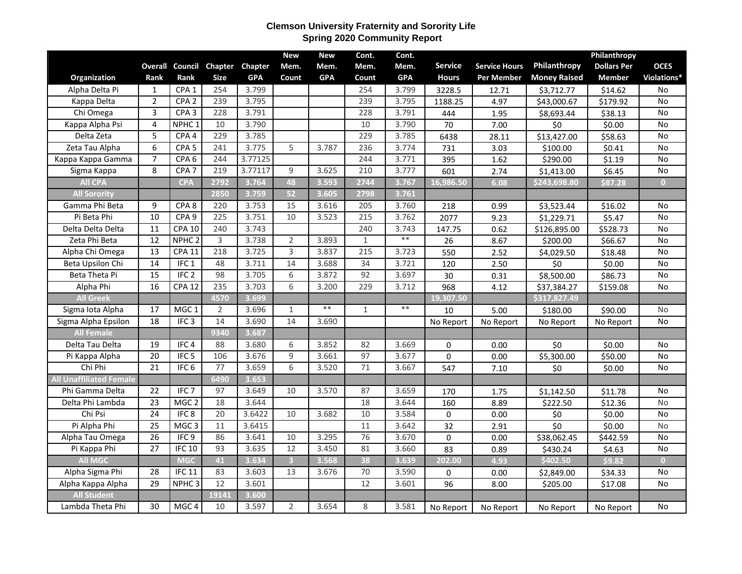# Clemson University Fraternity and Sorority Life
## Spring 2020 Community Report

| Organization | Overall Rank | Council Rank | Chapter Size | Chapter GPA | New Mem. Count | New Mem. GPA | Cont. Mem. Count | Cont. Mem. GPA | Service Hours | Service Hours Per Member | Philanthropy Money Raised | Philanthropy Dollars Per Member | OCES Violations* |
|---|---|---|---|---|---|---|---|---|---|---|---|---|---|
| Alpha Delta Pi | 1 | CPA 1 | 254 | 3.799 | | | 254 | 3.799 | 3228.5 | 12.71 | $3,712.77 | $14.62 | No |
| Kappa Delta | 2 | CPA 2 | 239 | 3.795 | | | 239 | 3.795 | 1188.25 | 4.97 | $43,000.67 | $179.92 | No |
| Chi Omega | 3 | CPA 3 | 228 | 3.791 | | | 228 | 3.791 | 444 | 1.95 | $8,693.44 | $38.13 | No |
| Kappa Alpha Psi | 4 | NPHC 1 | 10 | 3.790 | | | 10 | 3.790 | 70 | 7.00 | $0 | $0.00 | No |
| Delta Zeta | 5 | CPA 4 | 229 | 3.785 | | | 229 | 3.785 | 6438 | 28.11 | $13,427.00 | $58.63 | No |
| Zeta Tau Alpha | 6 | CPA 5 | 241 | 3.775 | 5 | 3.787 | 236 | 3.774 | 731 | 3.03 | $100.00 | $0.41 | No |
| Kappa Kappa Gamma | 7 | CPA 6 | 244 | 3.77125 | | | 244 | 3.771 | 395 | 1.62 | $290.00 | $1.19 | No |
| Sigma Kappa | 8 | CPA 7 | 219 | 3.77117 | 9 | 3.625 | 210 | 3.777 | 601 | 2.74 | $1,413.00 | $6.45 | No |
| **All CPA** | | **CPA** | **2792** | **3.764** | **48** | **3.593** | **2744** | **3.767** | **16,986.50** | **6.08** | **$243,698.80** | **$87.28** | **0** |
| **All Sorority** | | | **2850** | **3.759** | **52** | **3.605** | **2798** | **3.761** | | | | | |
| Gamma Phi Beta | 9 | CPA 8 | 220 | 3.753 | 15 | 3.616 | 205 | 3.760 | 218 | 0.99 | $3,523.44 | $16.02 | No |
| Pi Beta Phi | 10 | CPA 9 | 225 | 3.751 | 10 | 3.523 | 215 | 3.762 | 2077 | 9.23 | $1,229.71 | $5.47 | No |
| Delta Delta Delta | 11 | CPA 10 | 240 | 3.743 | | | 240 | 3.743 | 147.75 | 0.62 | $126,895.00 | $528.73 | No |
| Zeta Phi Beta | 12 | NPHC 2 | 3 | 3.738 | 2 | 3.893 | 1 | ** | 26 | 8.67 | $200.00 | $66.67 | No |
| Alpha Chi Omega | 13 | CPA 11 | 218 | 3.725 | 3 | 3.837 | 215 | 3.723 | 550 | 2.52 | $4,029.50 | $18.48 | No |
| Beta Upsilon Chi | 14 | IFC 1 | 48 | 3.711 | 14 | 3.688 | 34 | 3.721 | 120 | 2.50 | $0 | $0.00 | No |
| Beta Theta Pi | 15 | IFC 2 | 98 | 3.705 | 6 | 3.872 | 92 | 3.697 | 30 | 0.31 | $8,500.00 | $86.73 | No |
| Alpha Phi | 16 | CPA 12 | 235 | 3.703 | 6 | 3.200 | 229 | 3.712 | 968 | 4.12 | $37,384.27 | $159.08 | No |
| **All Greek** | | | **4570** | **3.699** | | | | | **19,307.50** | | **$317,827.49** | | |
| Sigma Iota Alpha | 17 | MGC 1 | 2 | 3.696 | 1 | ** | 1 | ** | 10 | 5.00 | $180.00 | $90.00 | No |
| Sigma Alpha Epsilon | 18 | IFC 3 | 14 | 3.690 | 14 | 3.690 | | | No Report | No Report | No Report | No Report | No |
| **All Female** | | | **9340** | **3.687** | | | | | | | | | |
| Delta Tau Delta | 19 | IFC 4 | 88 | 3.680 | 6 | 3.852 | 82 | 3.669 | 0 | 0.00 | $0 | $0.00 | No |
| Pi Kappa Alpha | 20 | IFC 5 | 106 | 3.676 | 9 | 3.661 | 97 | 3.677 | 0 | 0.00 | $5,300.00 | $50.00 | No |
| Chi Phi | 21 | IFC 6 | 77 | 3.659 | 6 | 3.520 | 71 | 3.667 | 547 | 7.10 | $0 | $0.00 | No |
| **All Unaffiliated Female** | | | **6490** | **3.653** | | | | | | | | | |
| Phi Gamma Delta | 22 | IFC 7 | 97 | 3.649 | 10 | 3.570 | 87 | 3.659 | 170 | 1.75 | $1,142.50 | $11.78 | No |
| Delta Phi Lambda | 23 | MGC 2 | 18 | 3.644 | | | 18 | 3.644 | 160 | 8.89 | $222.50 | $12.36 | No |
| Chi Psi | 24 | IFC 8 | 20 | 3.6422 | 10 | 3.682 | 10 | 3.584 | 0 | 0.00 | $0 | $0.00 | No |
| Pi Alpha Phi | 25 | MGC 3 | 11 | 3.6415 | | | 11 | 3.642 | 32 | 2.91 | $0 | $0.00 | No |
| Alpha Tau Omega | 26 | IFC 9 | 86 | 3.641 | 10 | 3.295 | 76 | 3.670 | 0 | 0.00 | $38,062.45 | $442.59 | No |
| Pi Kappa Phi | 27 | IFC 10 | 93 | 3.635 | 12 | 3.450 | 81 | 3.660 | 83 | 0.89 | $430.24 | $4.63 | No |
| **All MGC** | | **MGC** | **41** | **3.634** | **3** | **3.568** | **38** | **3.639** | **202.00** | **4.93** | **$402.50** | **$9.82** | **0** |
| Alpha Sigma Phi | 28 | IFC 11 | 83 | 3.603 | 13 | 3.676 | 70 | 3.590 | 0 | 0.00 | $2,849.00 | $34.33 | No |
| Alpha Kappa Alpha | 29 | NPHC 3 | 12 | 3.601 | | | 12 | 3.601 | 96 | 8.00 | $205.00 | $17.08 | No |
| **All Student** | | | **19141** | **3.600** | | | | | | | | | |
| Lambda Theta Phi | 30 | MGC 4 | 10 | 3.597 | 2 | 3.654 | 8 | 3.581 | No Report | No Report | No Report | No Report | No |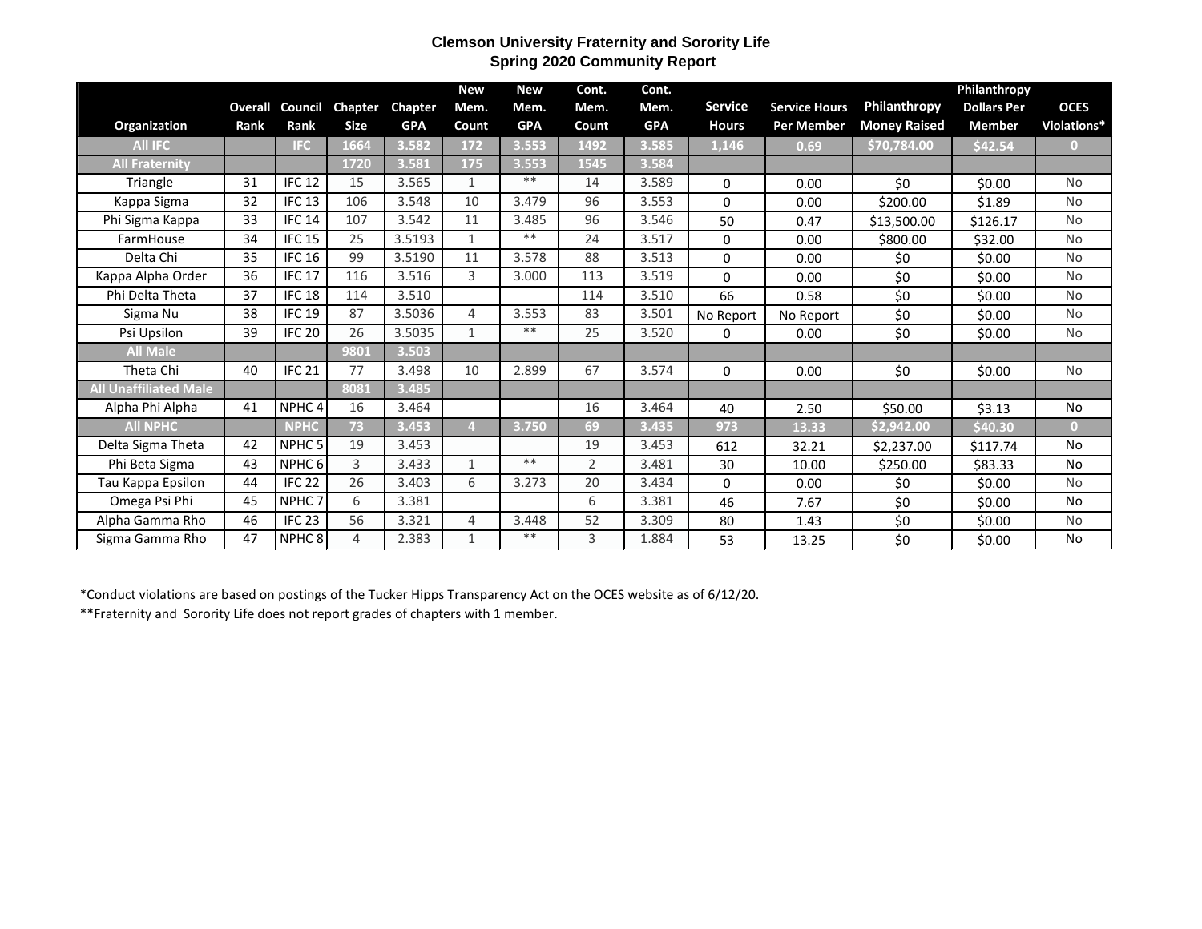# Clemson University Fraternity and Sorority Life
## Spring 2020 Community Report

| Organization | Overall Rank | Council Rank | Chapter Size | Chapter GPA | New Mem. Count | New Mem. GPA | Cont. Mem. Count | Cont. Mem. GPA | Service Hours | Service Hours Per Member | Philanthropy Money Raised | Philanthropy Dollars Per Member | OCES Violations* |
|---|---|---|---|---|---|---|---|---|---|---|---|---|---|
| **All IFC** | | **IFC** | **1664** | **3.582** | **172** | **3.553** | **1492** | **3.585** | **1,146** | **0.69** | **$70,784.00** | **$42.54** | **0** |
| **All Fraternity** | | | **1720** | **3.581** | **175** | **3.553** | **1545** | **3.584** | | | | | |
| Triangle | 31 | IFC 12 | 15 | 3.565 | 1 | ** | 14 | 3.589 | 0 | 0.00 | $0 | $0.00 | No |
| Kappa Sigma | 32 | IFC 13 | 106 | 3.548 | 10 | 3.479 | 96 | 3.553 | 0 | 0.00 | $200.00 | $1.89 | No |
| Phi Sigma Kappa | 33 | IFC 14 | 107 | 3.542 | 11 | 3.485 | 96 | 3.546 | 50 | 0.47 | $13,500.00 | $126.17 | No |
| FarmHouse | 34 | IFC 15 | 25 | 3.5193 | 1 | ** | 24 | 3.517 | 0 | 0.00 | $800.00 | $32.00 | No |
| Delta Chi | 35 | IFC 16 | 99 | 3.5190 | 11 | 3.578 | 88 | 3.513 | 0 | 0.00 | $0 | $0.00 | No |
| Kappa Alpha Order | 36 | IFC 17 | 116 | 3.516 | 3 | 3.000 | 113 | 3.519 | 0 | 0.00 | $0 | $0.00 | No |
| Phi Delta Theta | 37 | IFC 18 | 114 | 3.510 | | | 114 | 3.510 | 66 | 0.58 | $0 | $0.00 | No |
| Sigma Nu | 38 | IFC 19 | 87 | 3.5036 | 4 | 3.553 | 83 | 3.501 | No Report | No Report | $0 | $0.00 | No |
| Psi Upsilon | 39 | IFC 20 | 26 | 3.5035 | 1 | ** | 25 | 3.520 | 0 | 0.00 | $0 | $0.00 | No |
| **All Male** | | | **9801** | **3.503** | | | | | | | | | |
| Theta Chi | 40 | IFC 21 | 77 | 3.498 | 10 | 2.899 | 67 | 3.574 | 0 | 0.00 | $0 | $0.00 | No |
| **All Unaffiliated Male** | | | **8081** | **3.485** | | | | | | | | | |
| Alpha Phi Alpha | 41 | NPHC 4 | 16 | 3.464 | | | 16 | 3.464 | 40 | 2.50 | $50.00 | $3.13 | No |
| **All NPHC** | | **NPHC** | **73** | **3.453** | **4** | **3.750** | **69** | **3.435** | **973** | **13.33** | **$2,942.00** | **$40.30** | **0** |
| Delta Sigma Theta | 42 | NPHC 5 | 19 | 3.453 | | | 19 | 3.453 | 612 | 32.21 | $2,237.00 | $117.74 | No |
| Phi Beta Sigma | 43 | NPHC 6 | 3 | 3.433 | 1 | ** | 2 | 3.481 | 30 | 10.00 | $250.00 | $83.33 | No |
| Tau Kappa Epsilon | 44 | IFC 22 | 26 | 3.403 | 6 | 3.273 | 20 | 3.434 | 0 | 0.00 | $0 | $0.00 | No |
| Omega Psi Phi | 45 | NPHC 7 | 6 | 3.381 | | | 6 | 3.381 | 46 | 7.67 | $0 | $0.00 | No |
| Alpha Gamma Rho | 46 | IFC 23 | 56 | 3.321 | 4 | 3.448 | 52 | 3.309 | 80 | 1.43 | $0 | $0.00 | No |
| Sigma Gamma Rho | 47 | NPHC 8 | 4 | 2.383 | 1 | ** | 3 | 1.884 | 53 | 13.25 | $0 | $0.00 | No |

*Conduct violations are based on postings of the Tucker Hipps Transparency Act on the OCES website as of 6/12/20.

**Fraternity and Sorority Life does not report grades of chapters with 1 member.